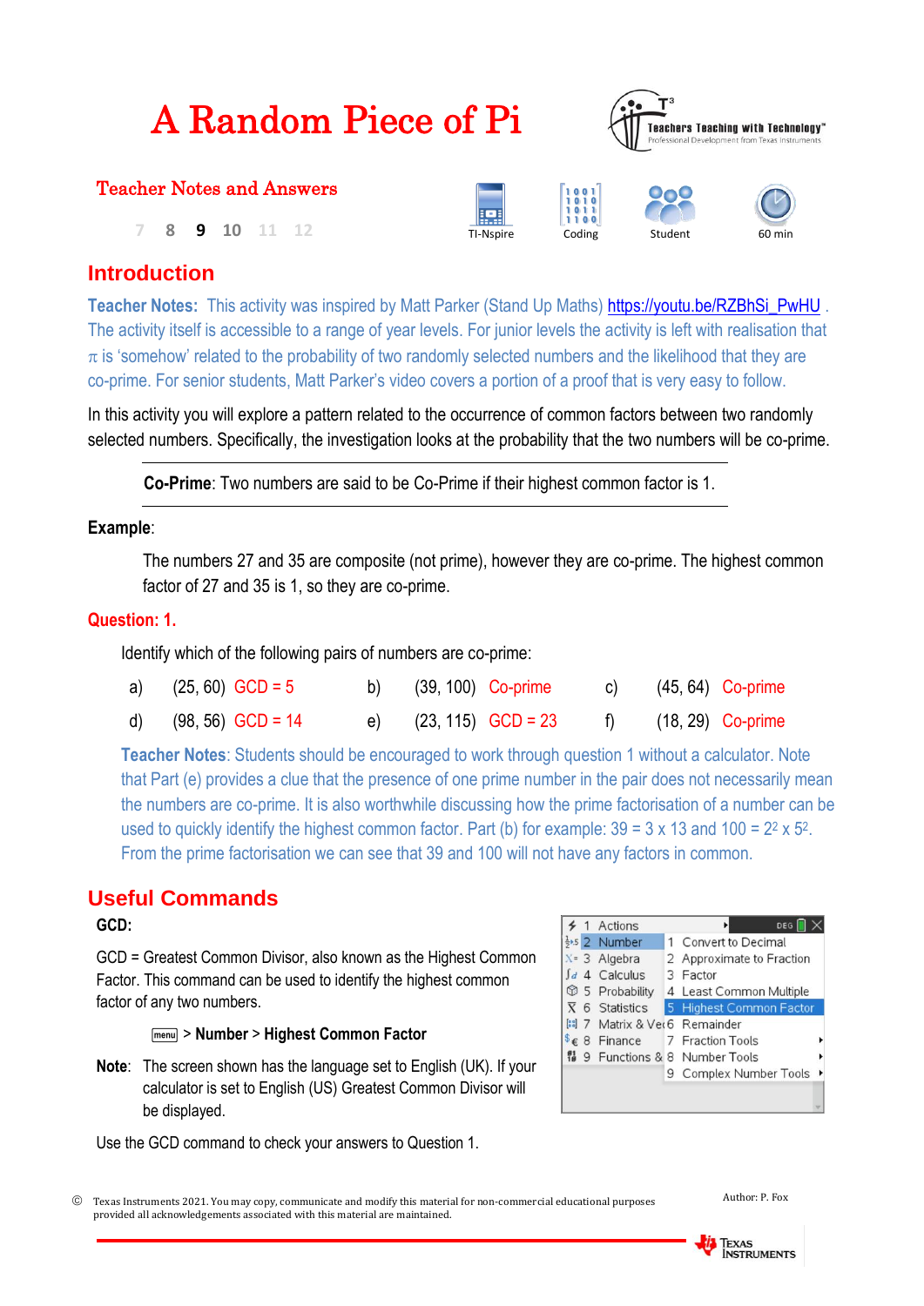# A Random Piece of Pi

## Teacher Notes and Answers

7 8 9 10 11 12

TI-Nspire | Coding | Student | 60 min

## Introduction

**Teacher Notes:** This activity was inspired by Matt Parker (Stand Up Maths) https://youtu.be/RZBhSi_PwHU . The activity itself is accessible to a range of year levels. For junior levels the activity is left with realisation that $\pi$ is 'somehow' related to the probability of two randomly selected numbers and the likelihood that they are co-prime. For senior students, Matt Parker's video covers a portion of a proof that is very easy to follow.

In this activity you will explore a pattern related to the occurrence of common factors between two randomly selected numbers. Specifically, the investigation looks at the probability that the two numbers will be co-prime.

**Co-Prime**: Two numbers are said to be Co-Prime if their highest common factor is 1.

**Example**:

The numbers 27 and 35 are composite (not prime), however they are co-prime. The highest common factor of 27 and 35 is 1, so they are co-prime.

### Question: 1.

Identify which of the following pairs of numbers are co-prime:

a) (25, 60) GCD = 5  b) (39, 100) Co-prime  c) (45, 64) Co-prime

d) (98, 56) GCD = 14  e) (23, 115) GCD = 23  f) (18, 29) Co-prime

**Teacher Notes**: Students should be encouraged to work through question 1 without a calculator. Note that Part (e) provides a clue that the presence of one prime number in the pair does not necessarily mean the numbers are co-prime. It is also worthwhile discussing how the prime factorisation of a number can be used to quickly identify the highest common factor. Part (b) for example: $39 = 3 \times 13$ and $100 = 2^2 \times 5^2$. From the prime factorisation we can see that 39 and 100 will not have any factors in common.

## Useful Commands

**GCD:**

GCD = Greatest Common Divisor, also known as the Highest Common Factor. This command can be used to identify the highest common factor of any two numbers.

menu > **Number** > **Highest Common Factor**

**Note**: The screen shown has the language set to English (UK). If your calculator is set to English (US) Greatest Common Divisor will be displayed.

Use the GCD command to check your answers to Question 1.

1 Actions
2 Number
3 Algebra
4 Calculus
5 Probability
6 Statistics
7 Matrix & Vector
8 Finance
9 Functions & Programs

1 Convert to Decimal
2 Approximate to Fraction
3 Factor
4 Least Common Multiple
5 Highest Common Factor
6 Remainder
7 Fraction Tools
8 Number Tools
9 Complex Number Tools

© Texas Instruments 2021. You may copy, communicate and modify this material for non-commercial educational purposes provided all acknowledgements associated with this material are maintained.

Author: P. Fox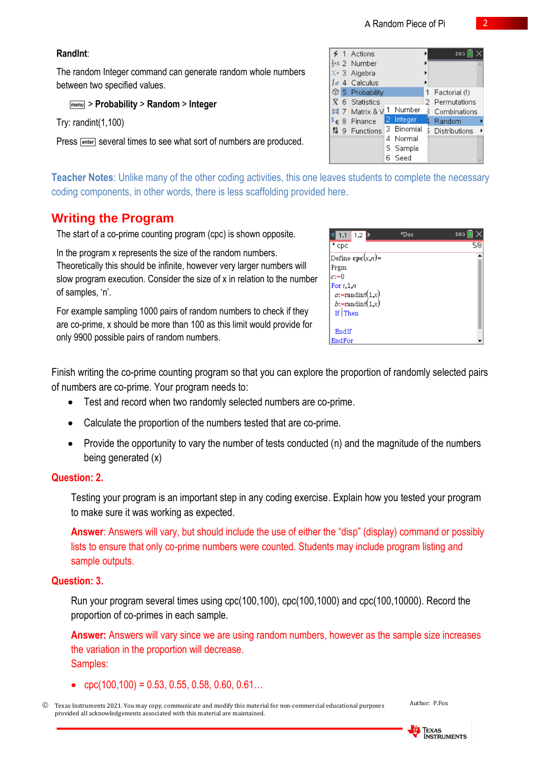**RandInt**:

The random Integer command can generate random whole numbers between two specified values.

menu > **Probability** > **Random** > **Integer**

Try: randint(1,100)

Press enter several times to see what sort of numbers are produced.

**Teacher Notes**: Unlike many of the other coding activities, this one leaves students to complete the necessary coding components, in other words, there is less scaffolding provided here.

## Writing the Program

The start of a co-prime counting program (cpc) is shown opposite.

In the program x represents the size of the random numbers. Theoretically this should be infinite, however very larger numbers will slow program execution. Consider the size of x in relation to the number of samples, 'n'.

For example sampling 1000 pairs of random numbers to check if they are co-prime, x should be more than 100 as this limit would provide for only 9900 possible pairs of random numbers.

```
Define cpc(x,n)=
Prgm
c:=0
For i,1,n
  a:=randint(1,x)
  b:=randint(1,x)
  If | Then

  EndIf
EndFor
```

Finish writing the co-prime counting program so that you can explore the proportion of randomly selected pairs of numbers are co-prime. Your program needs to:

- Test and record when two randomly selected numbers are co-prime.
- Calculate the proportion of the numbers tested that are co-prime.
- Provide the opportunity to vary the number of tests conducted (n) and the magnitude of the numbers being generated (x)

**Question: 2.**

Testing your program is an important step in any coding exercise. Explain how you tested your program to make sure it was working as expected.

**Answer**: Answers will vary, but should include the use of either the "disp" (display) command or possibly lists to ensure that only co-prime numbers were counted. Students may include program listing and sample outputs.

**Question: 3.**

Run your program several times using cpc(100,100), cpc(100,1000) and cpc(100,10000). Record the proportion of co-primes in each sample.

**Answer:** Answers will vary since we are using random numbers, however as the sample size increases the variation in the proportion will decrease.
Samples:

- cpc(100,100) = 0.53, 0.55, 0.58, 0.60, 0.61…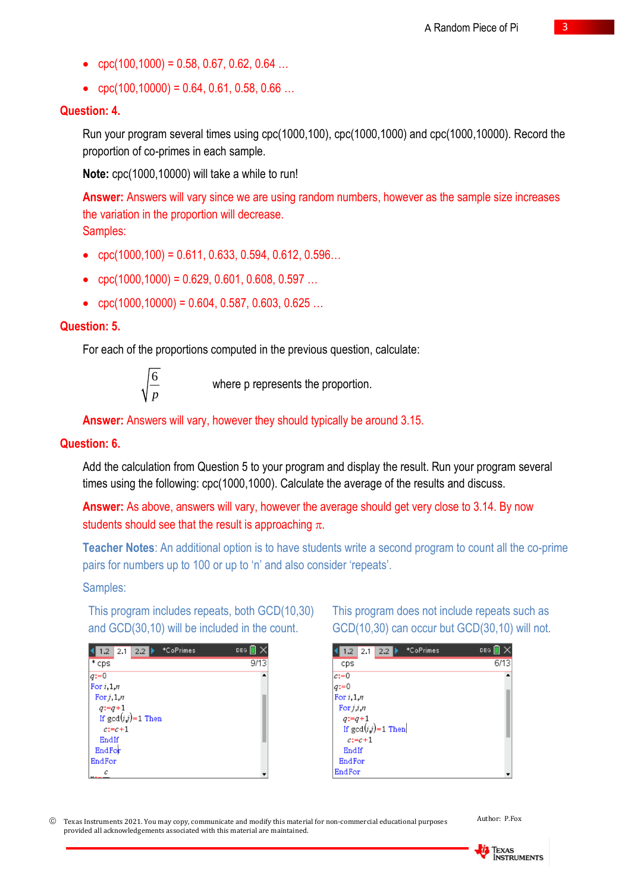- cpc(100,1000) = 0.58, 0.67, 0.62, 0.64 …
- cpc(100,10000) = 0.64, 0.61, 0.58, 0.66 …

**Question: 4.**

Run your program several times using cpc(1000,100), cpc(1000,1000) and cpc(1000,10000). Record the proportion of co-primes in each sample.

**Note:** cpc(1000,10000) will take a while to run!

**Answer:** Answers will vary since we are using random numbers, however as the sample size increases the variation in the proportion will decrease.
Samples:

- cpc(1000,100) = 0.611, 0.633, 0.594, 0.612, 0.596…
- cpc(1000,1000) = 0.629, 0.601, 0.608, 0.597 …
- cpc(1000,10000) = 0.604, 0.587, 0.603, 0.625 …

**Question: 5.**

For each of the proportions computed in the previous question, calculate:

$$\sqrt{\frac{6}{p}}$$ where p represents the proportion.

**Answer:** Answers will vary, however they should typically be around 3.15.

**Question: 6.**

Add the calculation from Question 5 to your program and display the result. Run your program several times using the following: cpc(1000,1000). Calculate the average of the results and discuss.

**Answer:** As above, answers will vary, however the average should get very close to 3.14. By now students should see that the result is approaching $\pi$.

**Teacher Notes**: An additional option is to have students write a second program to count all the co-prime pairs for numbers up to 100 or up to 'n' and also consider 'repeats'.

Samples:

This program includes repeats, both GCD(10,30) and GCD(30,10) will be included in the count.

```
* cps                                  9/13
q:=0
For i,1,n
 For j,1,n
  q:=q+1
  If gcd(i,j)=1 Then
   c:=c+1
  EndIf
 EndFor
EndFor
   c
```

This program does not include repeats such as GCD(10,30) can occur but GCD(30,10) will not.

```
cps                                    6/13
c:=0
q:=0
For i,1,n
 For j,i,n
  q:=q+1
  If gcd(i,j)=1 Then
   c:=c+1
  EndIf
 EndFor
EndFor
```

© Texas Instruments 2021. You may copy, communicate and modify this material for non-commercial educational purposes provided all acknowledgements associated with this material are maintained.

Author: P.Fox